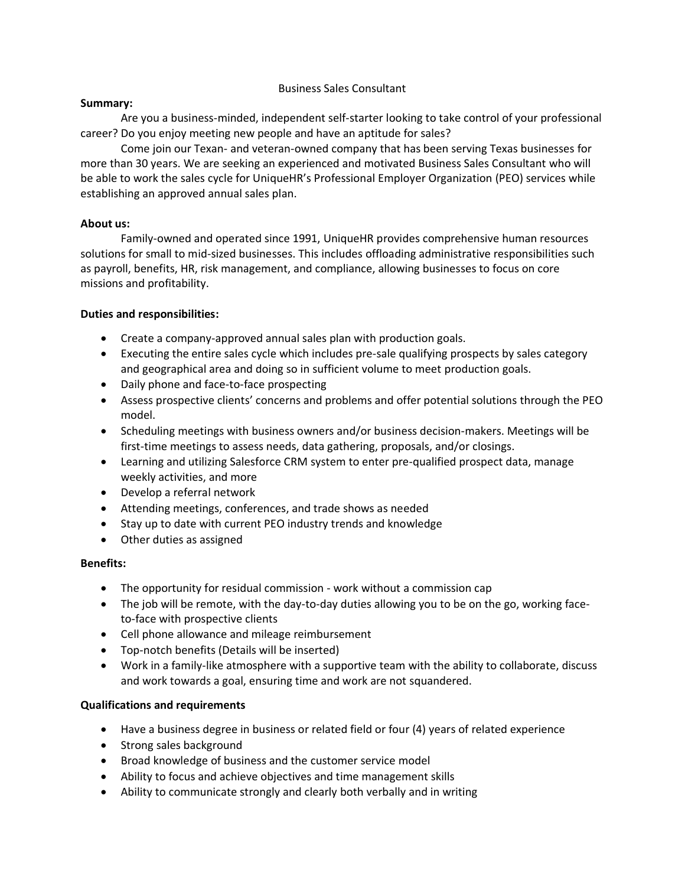# Business Sales Consultant

**Summary:**

Are you a business-minded, independent self-starter looking to take control of your professional career? Do you enjoy meeting new people and have an aptitude for sales?

Come join our Texan- and veteran-owned company that has been serving Texas businesses for more than 30 years. We are seeking an experienced and motivated Business Sales Consultant who will be able to work the sales cycle for UniqueHR's Professional Employer Organization (PEO) services while establishing an approved annual sales plan.

**About us:**

Family-owned and operated since 1991, UniqueHR provides comprehensive human resources solutions for small to mid-sized businesses. This includes offloading administrative responsibilities such as payroll, benefits, HR, risk management, and compliance, allowing businesses to focus on core missions and profitability.

**Duties and responsibilities:**

- Create a company-approved annual sales plan with production goals.
- Executing the entire sales cycle which includes pre-sale qualifying prospects by sales category and geographical area and doing so in sufficient volume to meet production goals.
- Daily phone and face-to-face prospecting
- Assess prospective clients' concerns and problems and offer potential solutions through the PEO model.
- Scheduling meetings with business owners and/or business decision-makers. Meetings will be first-time meetings to assess needs, data gathering, proposals, and/or closings.
- Learning and utilizing Salesforce CRM system to enter pre-qualified prospect data, manage weekly activities, and more
- Develop a referral network
- Attending meetings, conferences, and trade shows as needed
- Stay up to date with current PEO industry trends and knowledge
- Other duties as assigned

**Benefits:**

- The opportunity for residual commission - work without a commission cap
- The job will be remote, with the day-to-day duties allowing you to be on the go, working face-to-face with prospective clients
- Cell phone allowance and mileage reimbursement
- Top-notch benefits (Details will be inserted)
- Work in a family-like atmosphere with a supportive team with the ability to collaborate, discuss and work towards a goal, ensuring time and work are not squandered.

**Qualifications and requirements**

- Have a business degree in business or related field or four (4) years of related experience
- Strong sales background
- Broad knowledge of business and the customer service model
- Ability to focus and achieve objectives and time management skills
- Ability to communicate strongly and clearly both verbally and in writing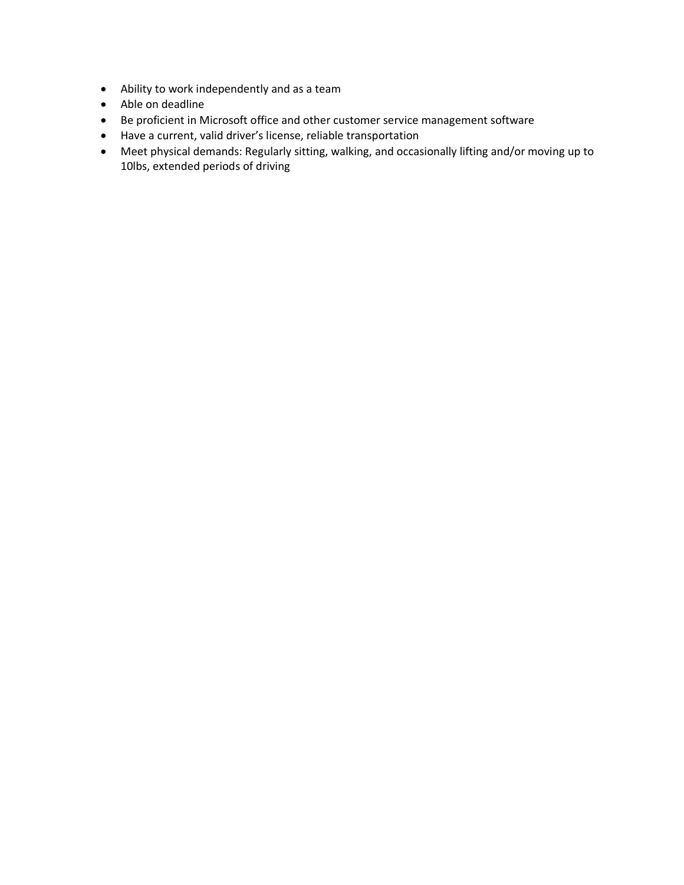- Ability to work independently and as a team
- Able on deadline
- Be proficient in Microsoft office and other customer service management software
- Have a current, valid driver's license, reliable transportation
- Meet physical demands: Regularly sitting, walking, and occasionally lifting and/or moving up to 10lbs, extended periods of driving